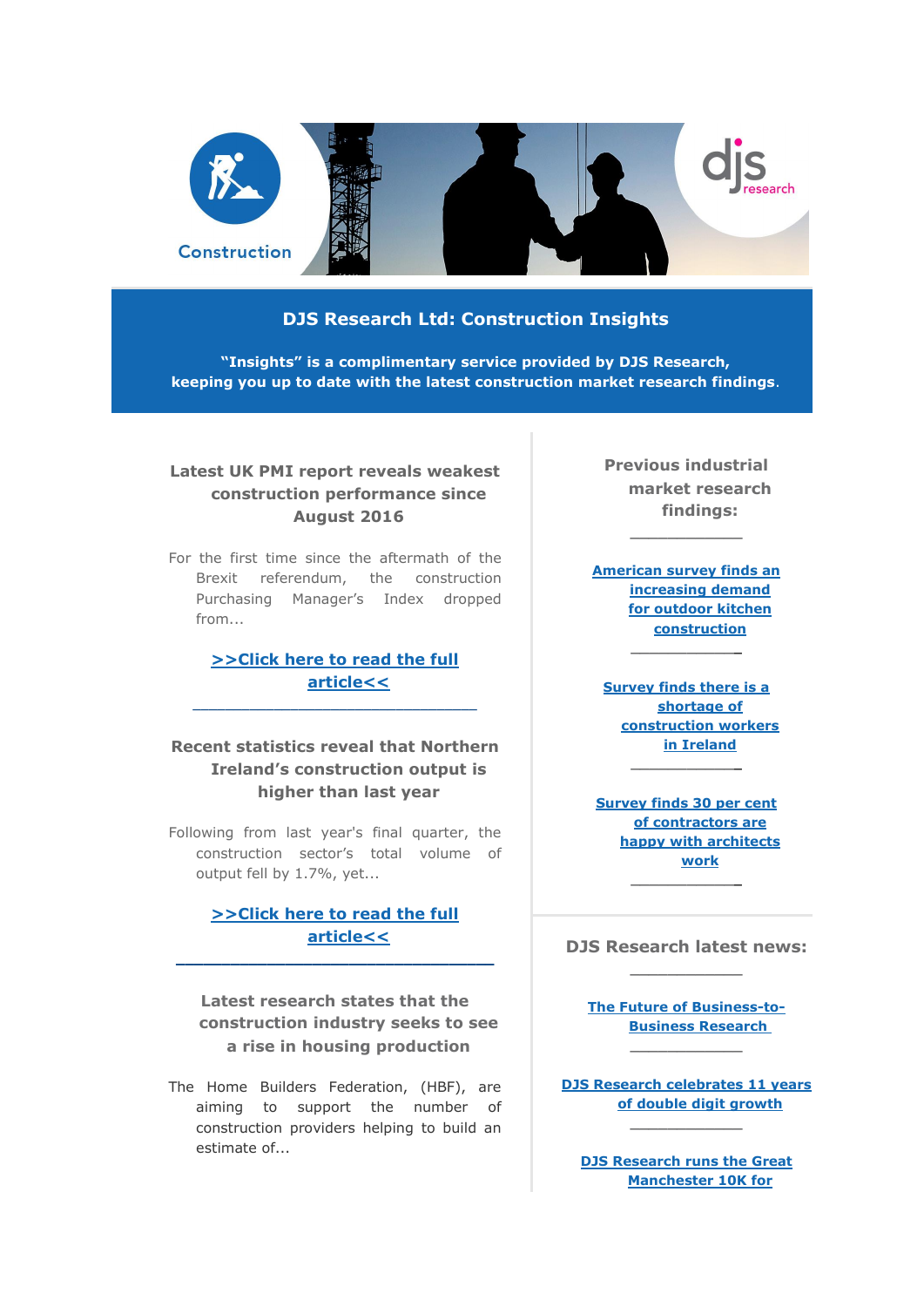Construction

# DJS Research Ltd: Construction Insights

**"Insights" is a complimentary service provided by DJS Research, keeping you up to date with the latest construction market research findings.**

## Latest UK PMI report reveals weakest construction performance since August 2016

For the first time since the aftermath of the Brexit referendum, the construction Purchasing Manager's Index dropped from...

**>>Click here to read the full article<<**

---

## Recent statistics reveal that Northern Ireland's construction output is higher than last year

Following from last year's final quarter, the construction sector's total volume of output fell by 1.7%, yet...

**>>Click here to read the full article<<**

---

## Latest research states that the construction industry seeks to see a rise in housing production

The Home Builders Federation, (HBF), are aiming to support the number of construction providers helping to build an estimate of...

## Previous industrial market research findings:

---

**American survey finds an increasing demand for outdoor kitchen construction**

---

**Survey finds there is a shortage of construction workers in Ireland**

---

**Survey finds 30 per cent of contractors are happy with architects work**

---

## DJS Research latest news:

---

**The Future of Business-to-Business Research**

---

**DJS Research celebrates 11 years of double digit growth**

---

**DJS Research runs the Great Manchester 10K for**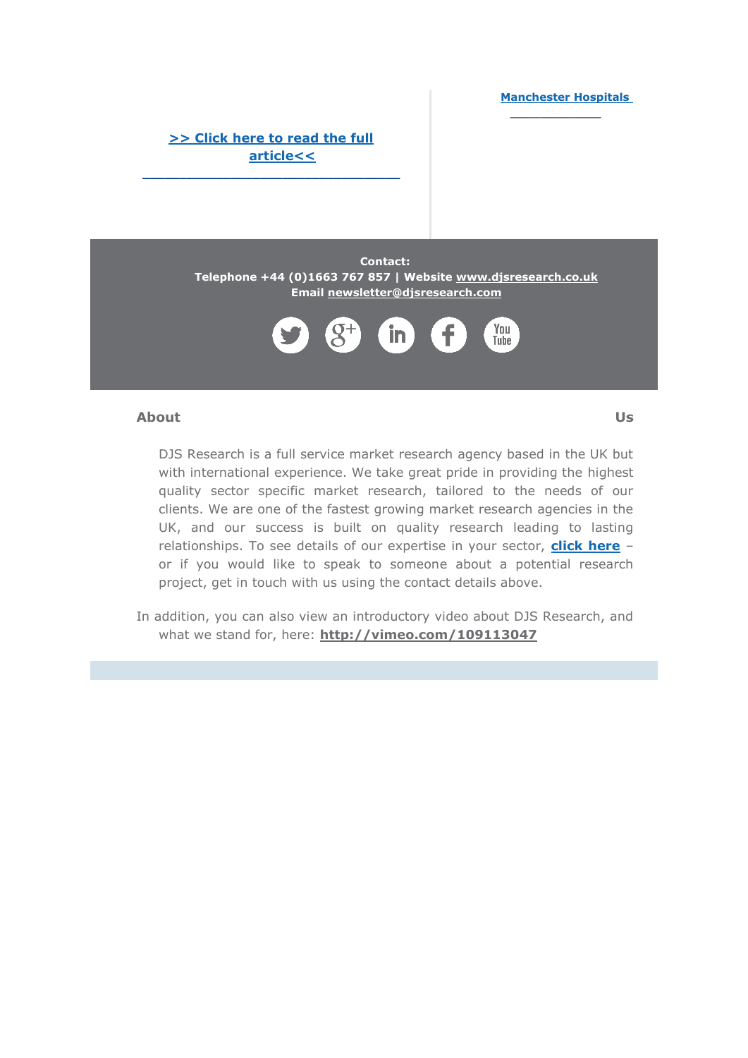**Manchester Hospitals**

**>> Click here to read the full article<<**

**Contact:**
**Telephone +44 (0)1663 767 857 | Website www.djsresearch.co.uk**
**Email newsletter@djsresearch.com**

**About Us**

DJS Research is a full service market research agency based in the UK but with international experience. We take great pride in providing the highest quality sector specific market research, tailored to the needs of our clients. We are one of the fastest growing market research agencies in the UK, and our success is built on quality research leading to lasting relationships. To see details of our expertise in your sector, **click here** – or if you would like to speak to someone about a potential research project, get in touch with us using the contact details above.

In addition, you can also view an introductory video about DJS Research, and what we stand for, here: **http://vimeo.com/109113047**